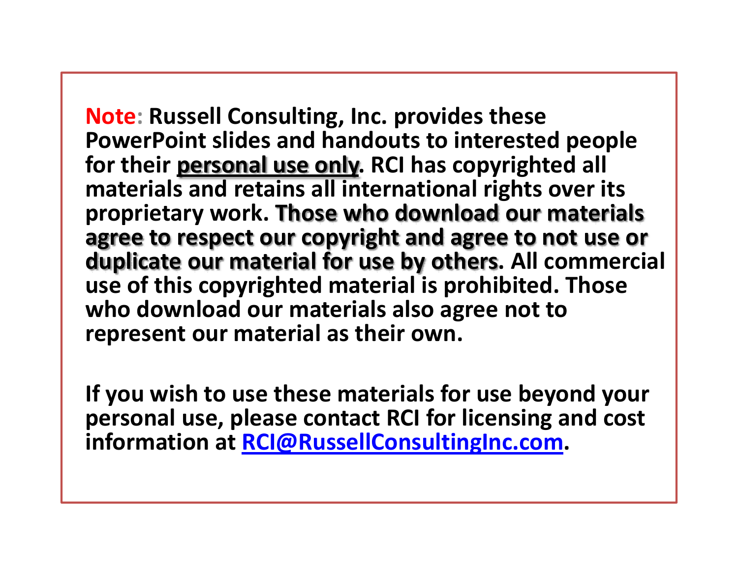**Note: Russell Consulting, Inc. provides these PowerPoint slides and handouts to interested people for their personal use only. RCI has copyrighted all materials and retains all international rights over its proprietary work. Those who download our materials agree to respect our copyright and agree to not use or duplicate our material for use by others. All commercial use of this copyrighted material is prohibited. Those who download our materials also agree not to represent our material as their own.**

**If you wish to use these materials for use beyond your personal use, please contact RCI for licensing and cost information at [RCI@RussellConsultingInc.com](mailto:RCI@RussellConsultingInc.com).**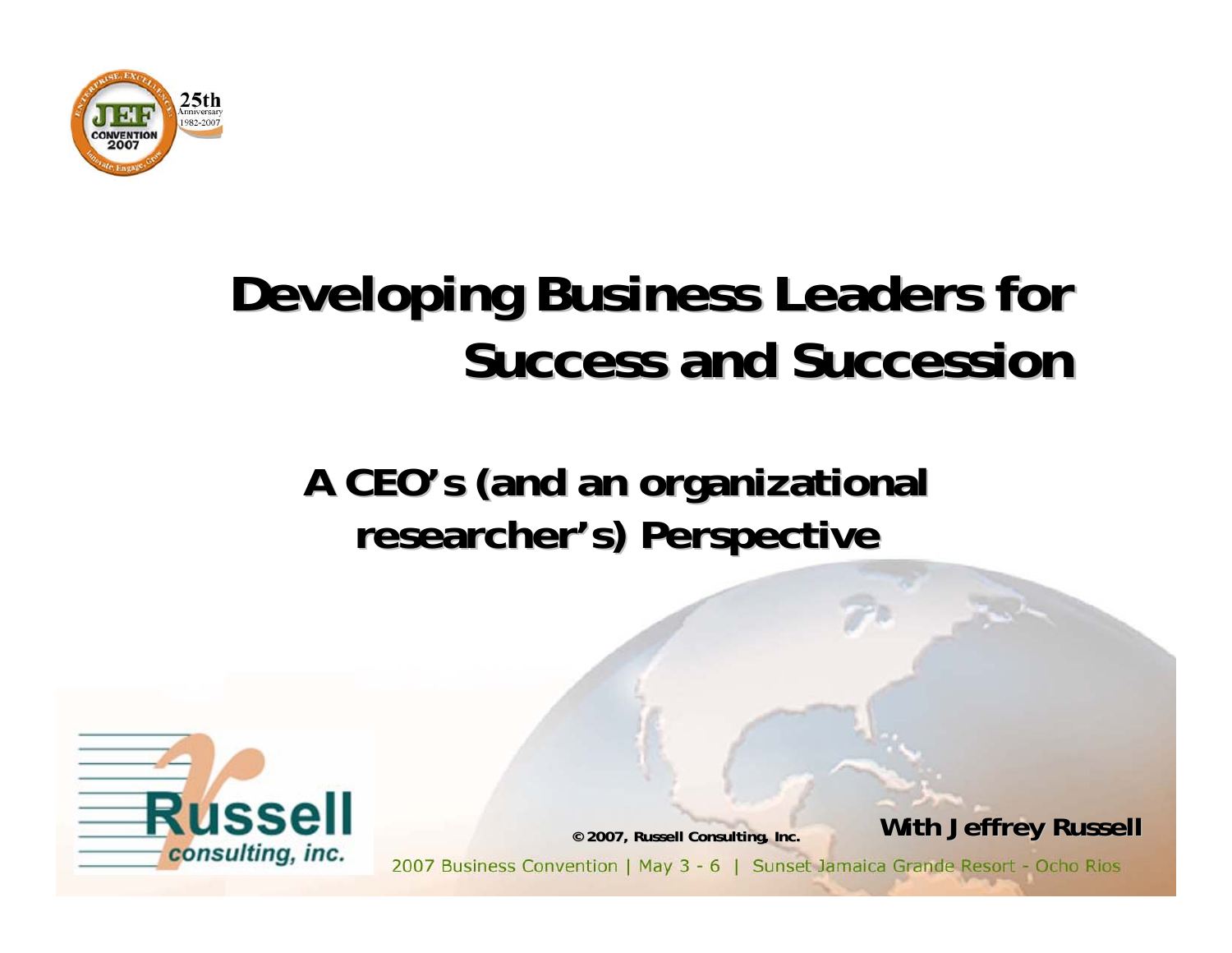# Developing Business Leaders for Success and Succession

## A CEO's (and an organizational researcher's) Perspective

© 2007, Russell Consulting, Inc.

**With Jeffrey Russell**

2007 Business Convention | May 3 - 6 | Sunset Jamaica Grande Resort - Ocho Rios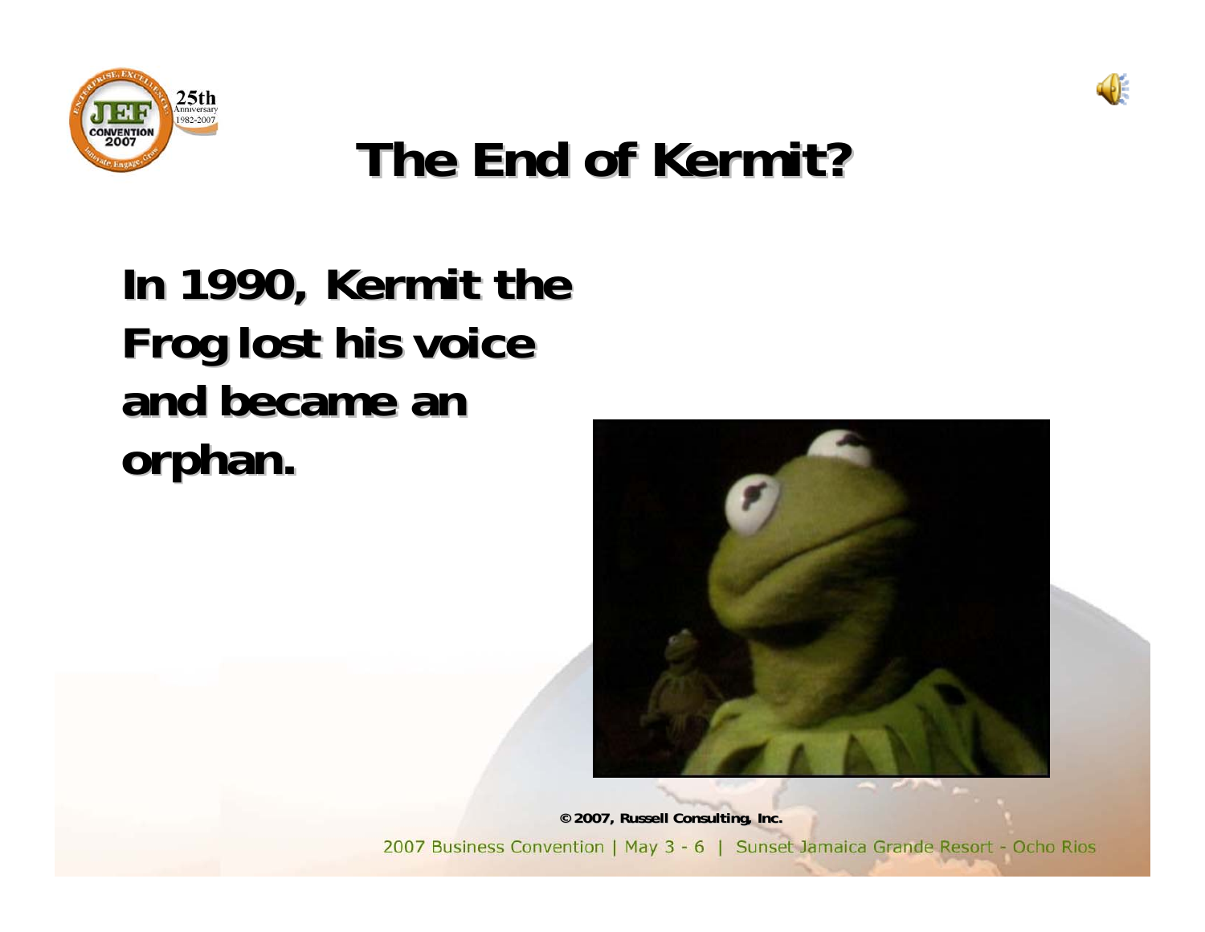# The End of Kermit?

**In 1990, Kermit the Frog lost his voice and became an orphan.**

**© 2007, Russell Consulting, Inc.**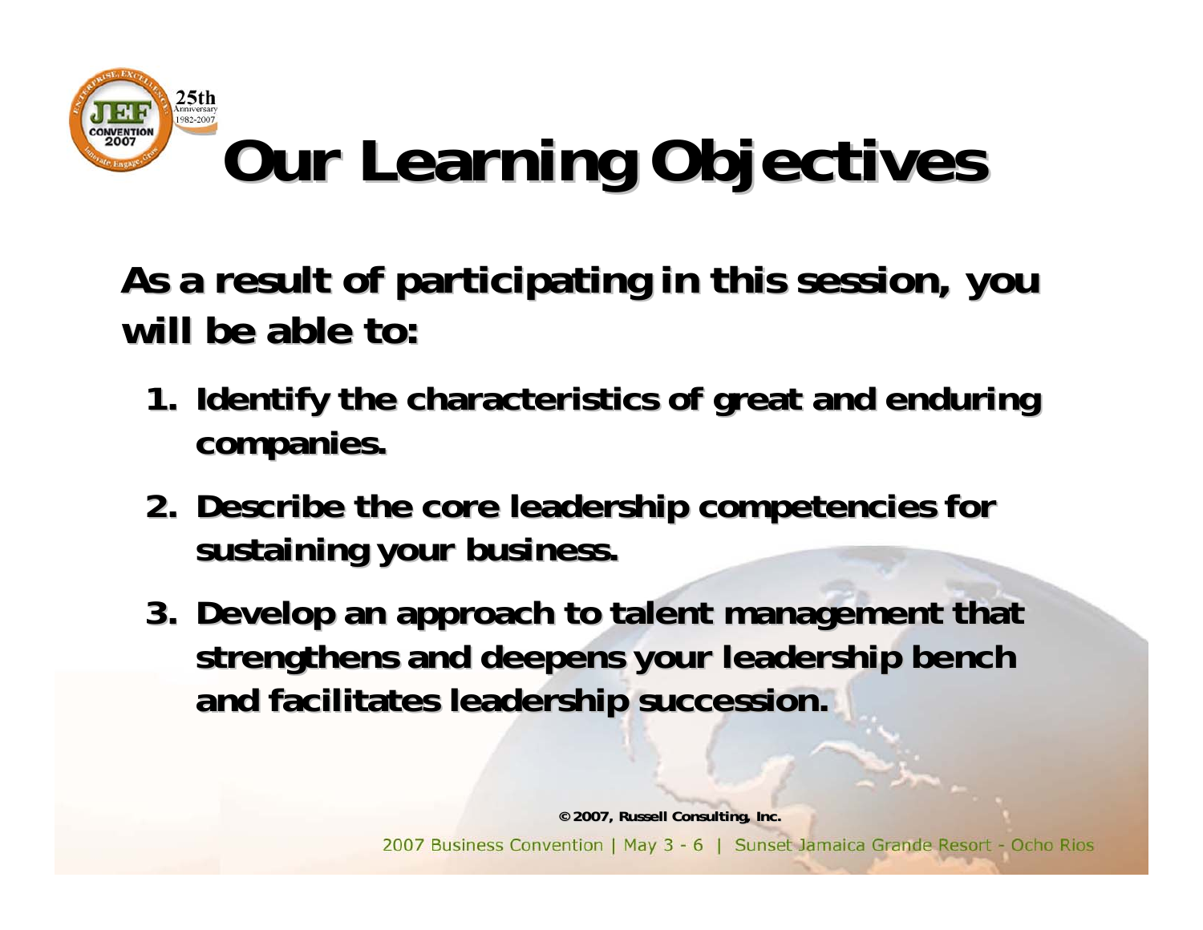# Our Learning Objectives

**As a result of participating in this session, you will be able to:**

1. **Identify the characteristics of great and enduring companies.**
2. **Describe the core leadership competencies for sustaining your business.**
3. **Develop an approach to talent management that strengthens and deepens your leadership bench and facilitates leadership succession.**

© 2007, Russell Consulting, Inc.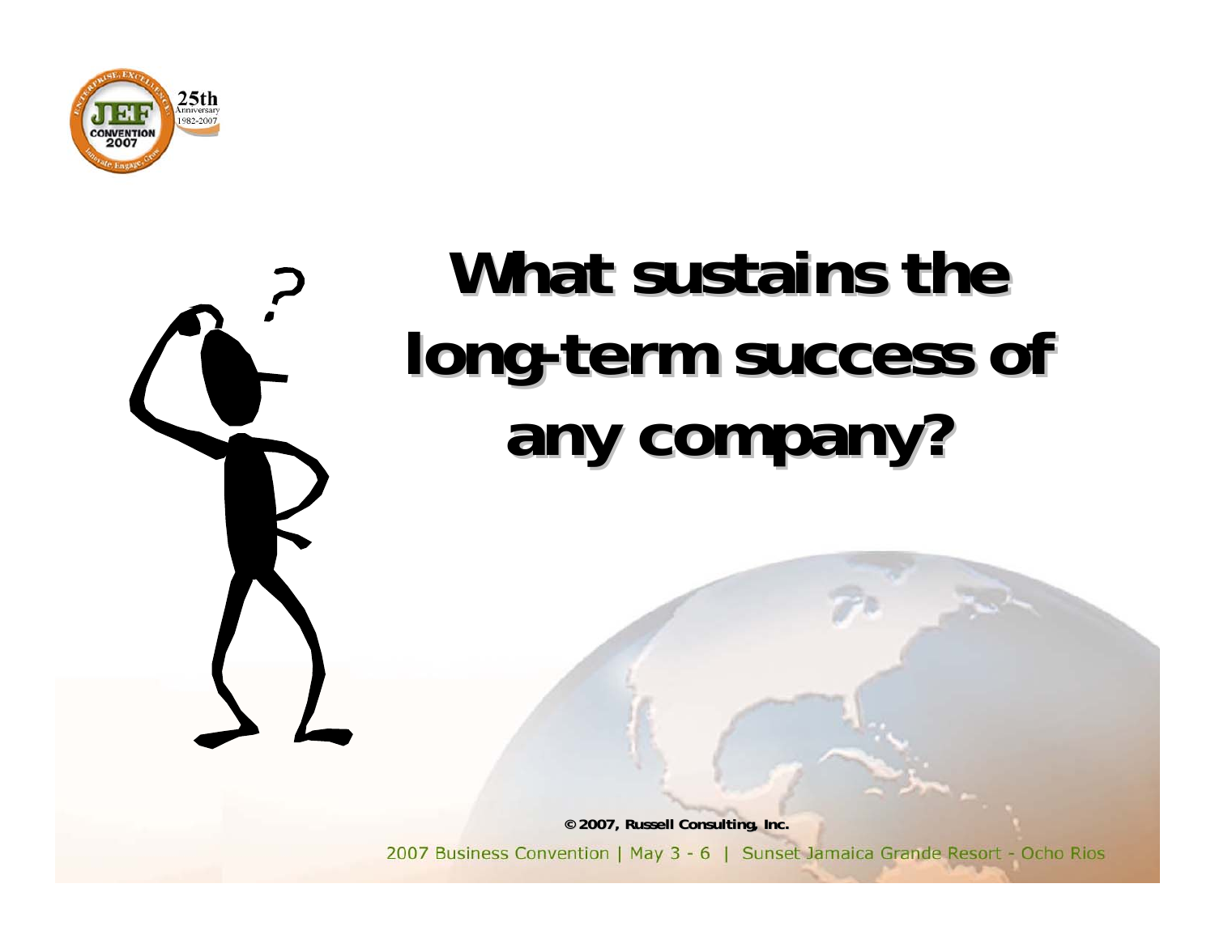# What sustains the long-term success of any company?

© 2007, Russell Consulting, Inc.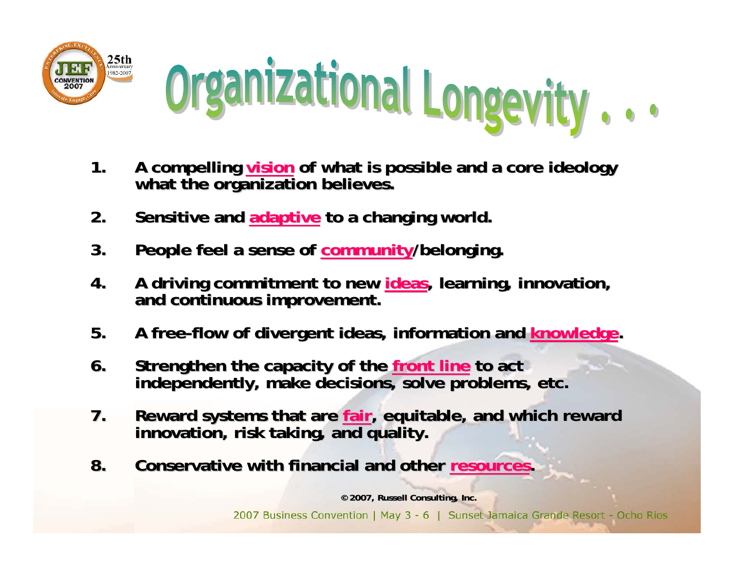# Organizational Longevity . . .

1. A compelling vision of what is possible and a core ideology what the organization believes.
2. Sensitive and adaptive to a changing world.
3. People feel a sense of community/belonging.
4. A driving commitment to new ideas, learning, innovation, and continuous improvement.
5. A free-flow of divergent ideas, information and knowledge.
6. Strengthen the capacity of the front line to act independently, make decisions, solve problems, etc.
7. Reward systems that are fair, equitable, and which reward innovation, risk taking, and quality.
8. Conservative with financial and other resources.

© 2007, Russell Consulting, Inc.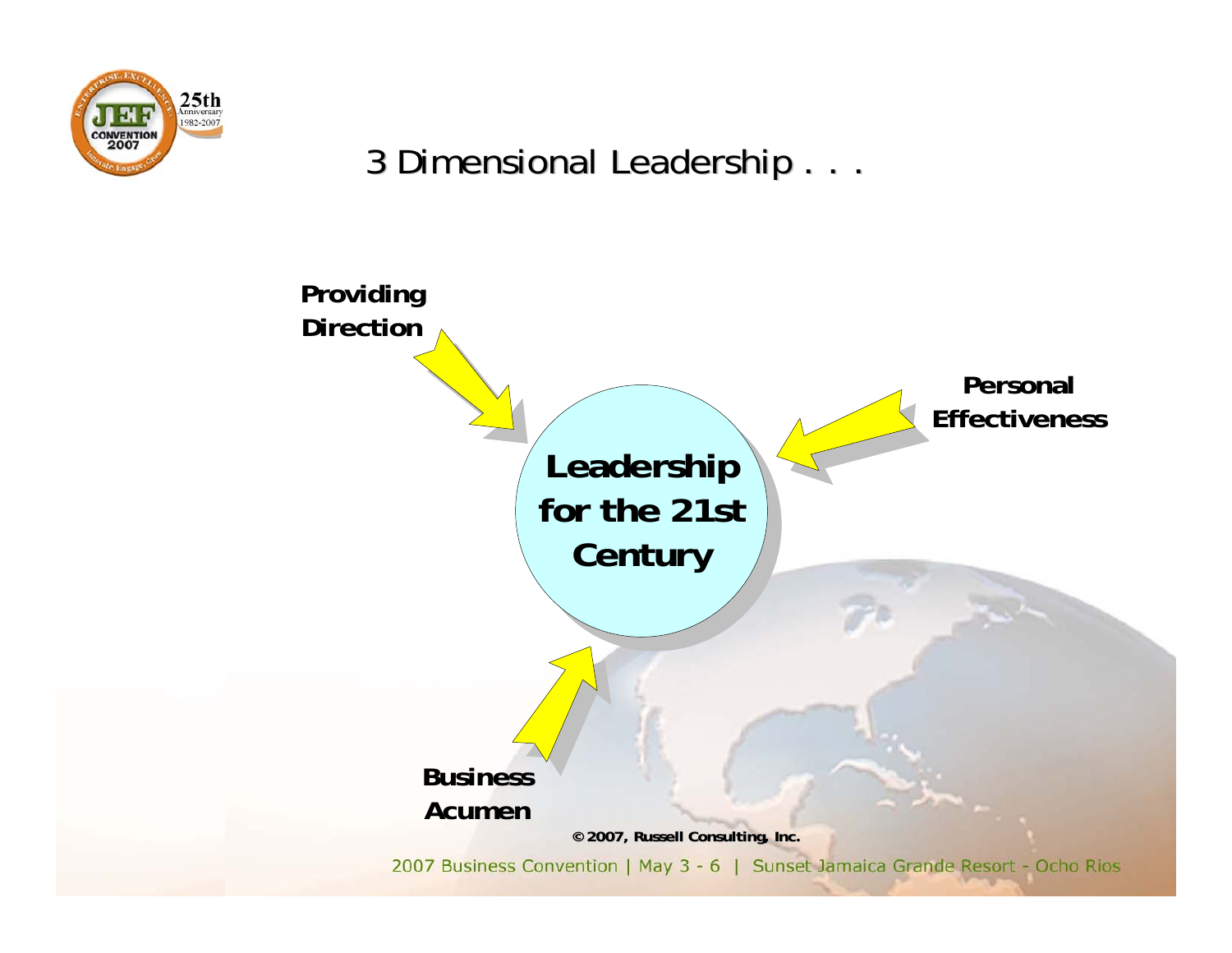# 3 Dimensional Leadership . . .

**Providing Direction**

**Personal Effectiveness**

**Leadership for the 21st Century**

**Business Acumen**

**© 2007, Russell Consulting, Inc.**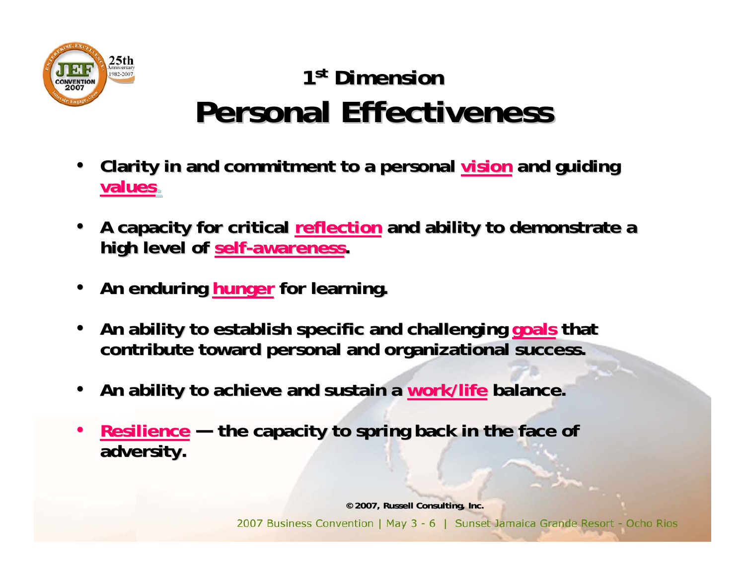## 1st Dimension

# Personal Effectiveness

- Clarity in and commitment to a personal **vision** and guiding **values**.
- A capacity for critical **reflection** and ability to demonstrate a high level of **self-awareness**.
- An enduring **hunger** for learning.
- An ability to establish specific and challenging **goals** that contribute toward personal and organizational success.
- An ability to achieve and sustain a **work/life** balance.
- **Resilience** — the capacity to spring back in the face of adversity.

© 2007, Russell Consulting, Inc.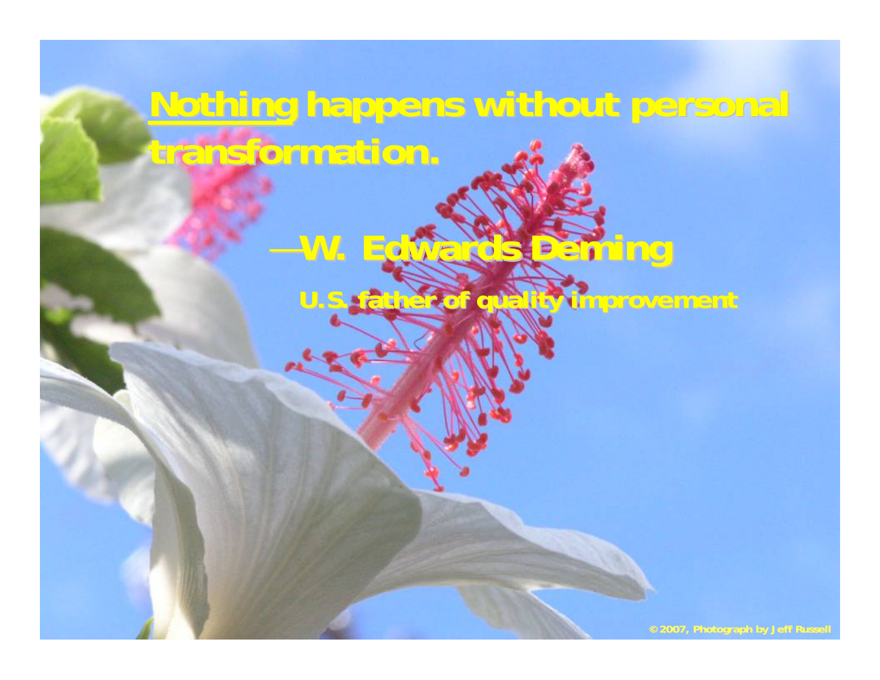<u>Nothing</u> happens without personal transformation.

—W. Edwards Deming

U.S. father of quality improvement

© 2007, Photograph by Jeff Russell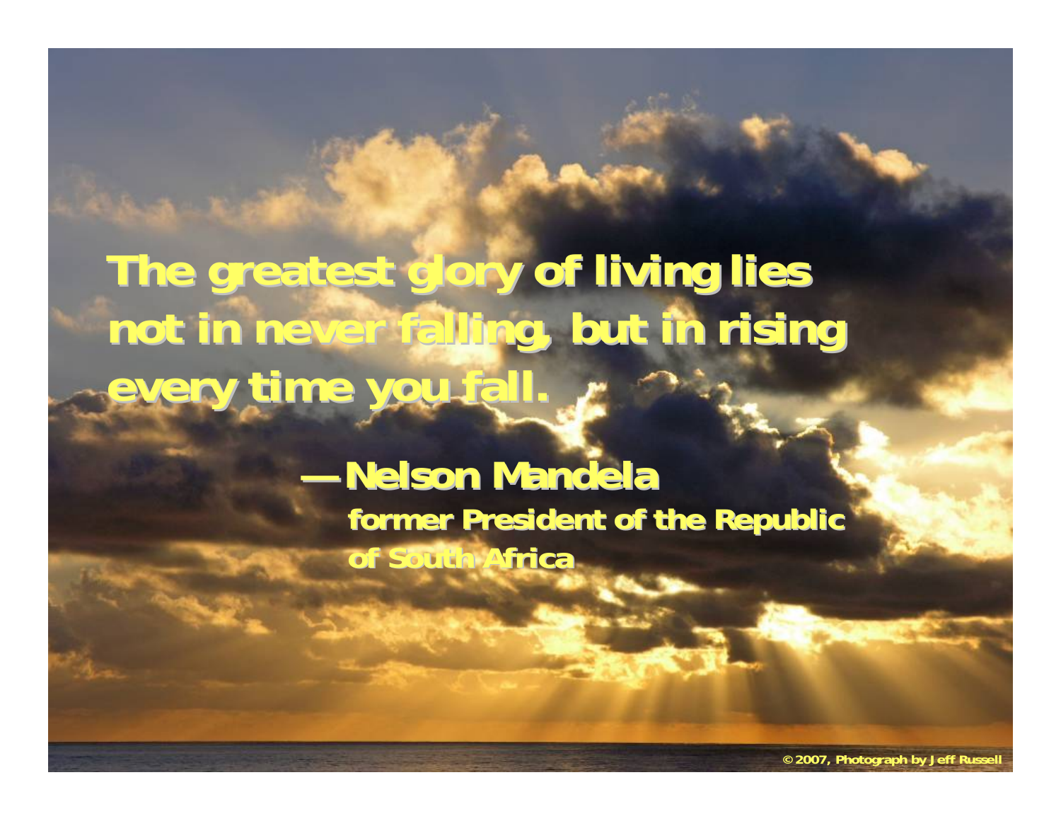**The greatest glory of living lies not in never falling, but in rising every time you fall.**

**—Nelson Mandela**
**former President of the Republic of South Africa**

© 2007, Photograph by Jeff Russell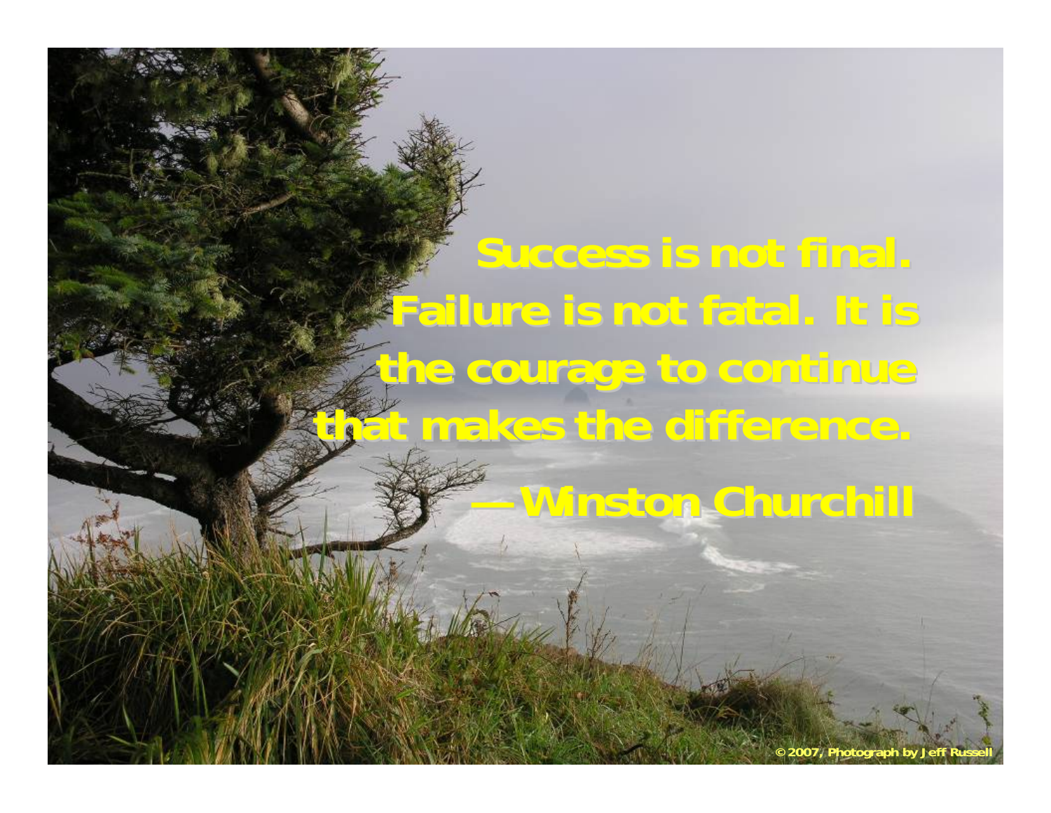Success is not final. Failure is not fatal. It is the courage to continue that makes the difference.

— Winston Churchill

© 2007, Photograph by Jeff Russell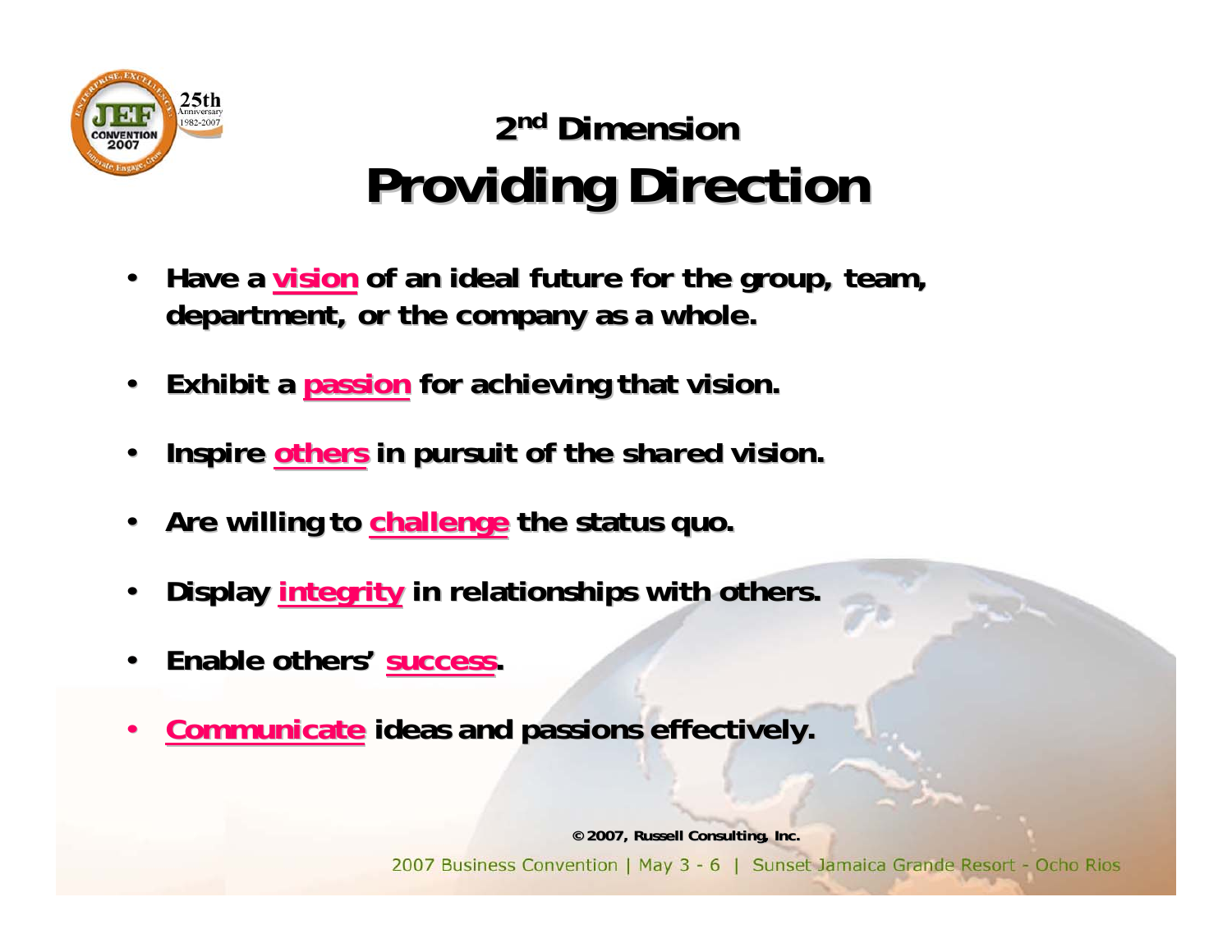## 2nd Dimension

# Providing Direction

- Have a vision of an ideal future for the group, team, department, or the company as a whole.
- Exhibit a passion for achieving that vision.
- Inspire others in pursuit of the shared vision.
- Are willing to challenge the status quo.
- Display integrity in relationships with others.
- Enable others' success.
- Communicate ideas and passions effectively.

© 2007, Russell Consulting, Inc.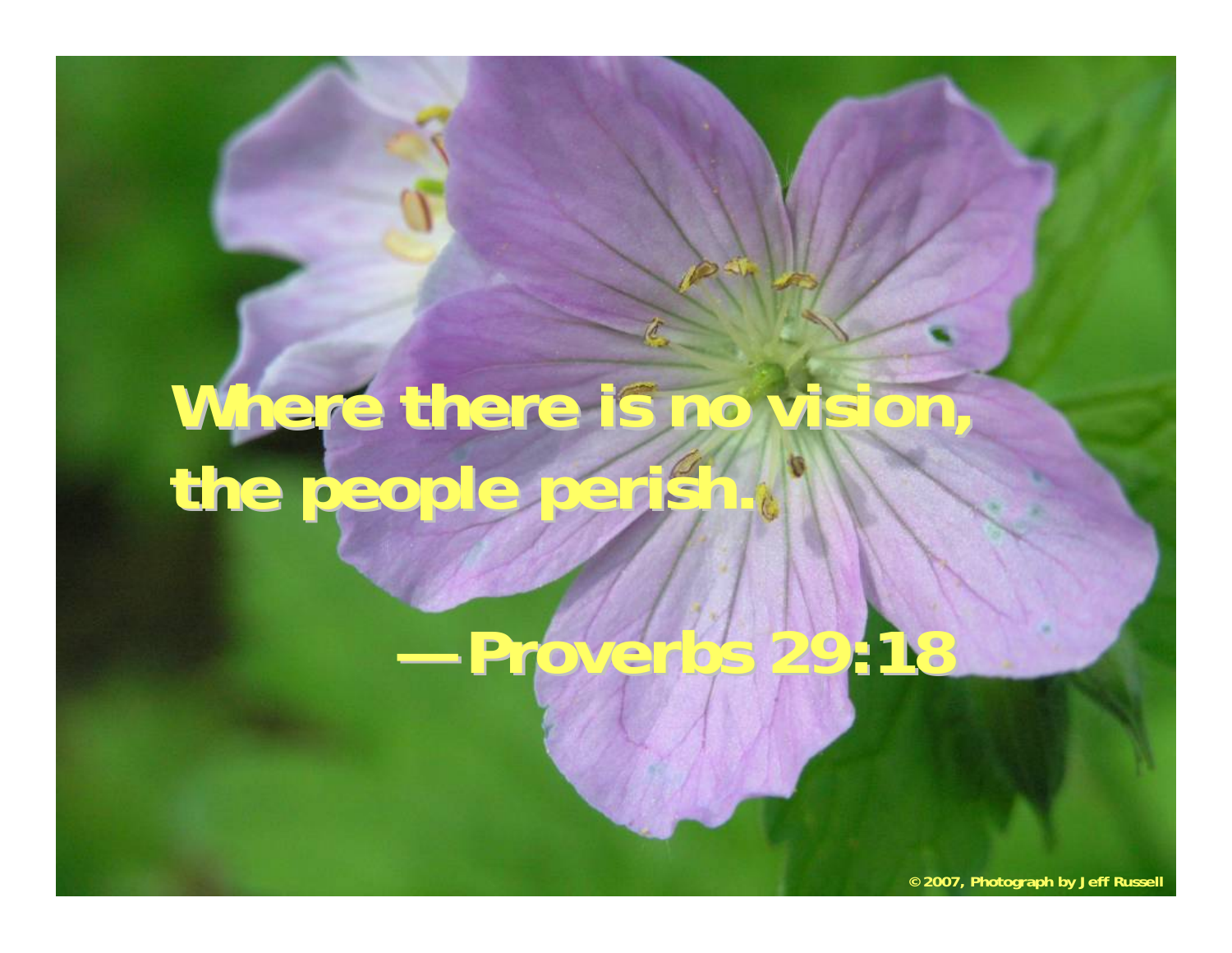**Where there is no vision, the people perish.**

**—Proverbs 29:18**

© 2007, Photograph by Jeff Russell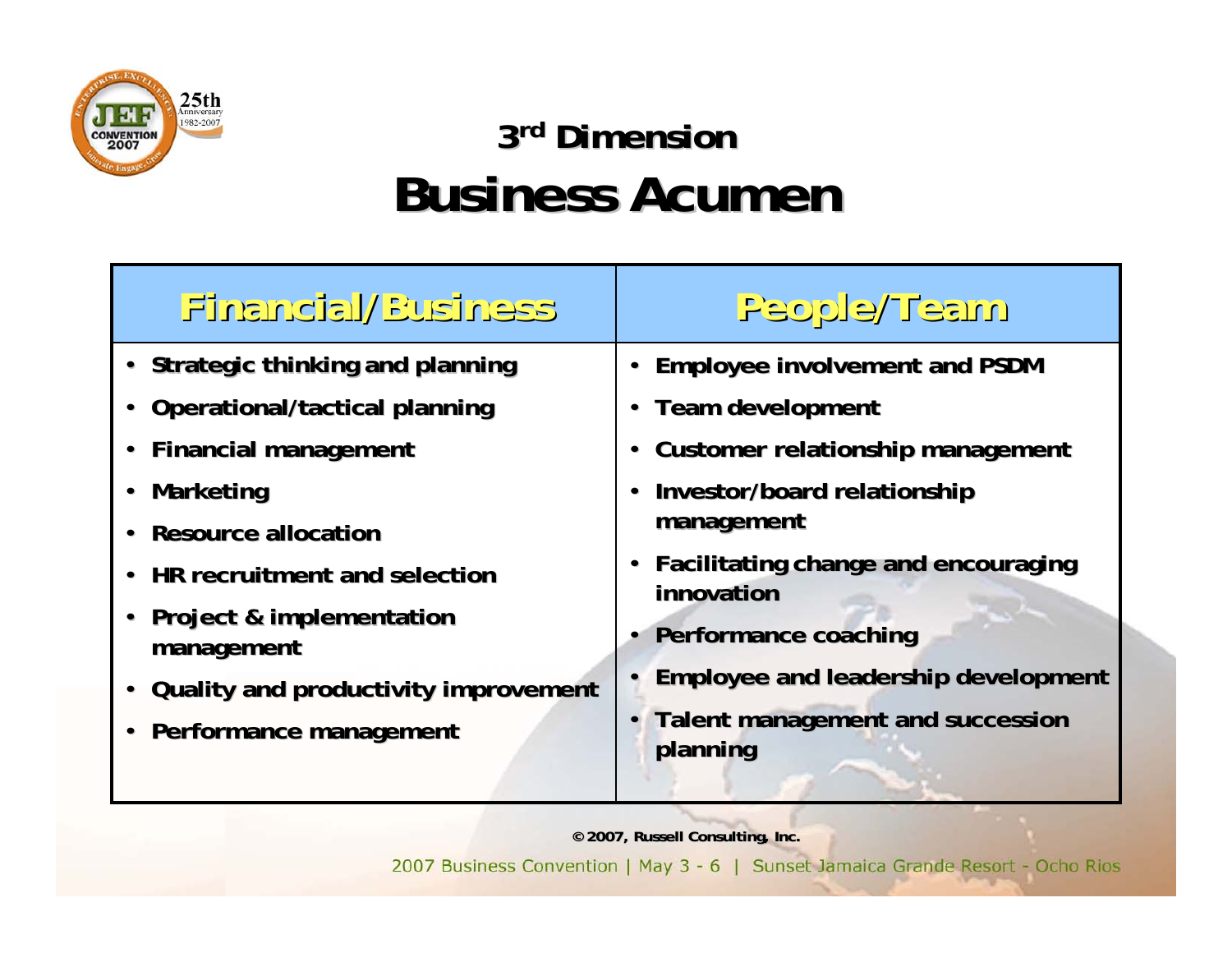## 3rd Dimension

# Business Acumen

| Financial/Business | People/Team |
|---|---|
| • Strategic thinking and planning<br>• Operational/tactical planning<br>• Financial management<br>• Marketing<br>• Resource allocation<br>• HR recruitment and selection<br>• Project & implementation management<br>• Quality and productivity improvement<br>• Performance management | • Employee involvement and PSDM<br>• Team development<br>• Customer relationship management<br>• Investor/board relationship management<br>• Facilitating change and encouraging innovation<br>• Performance coaching<br>• Employee and leadership development<br>• Talent management and succession planning |

© 2007, Russell Consulting, Inc.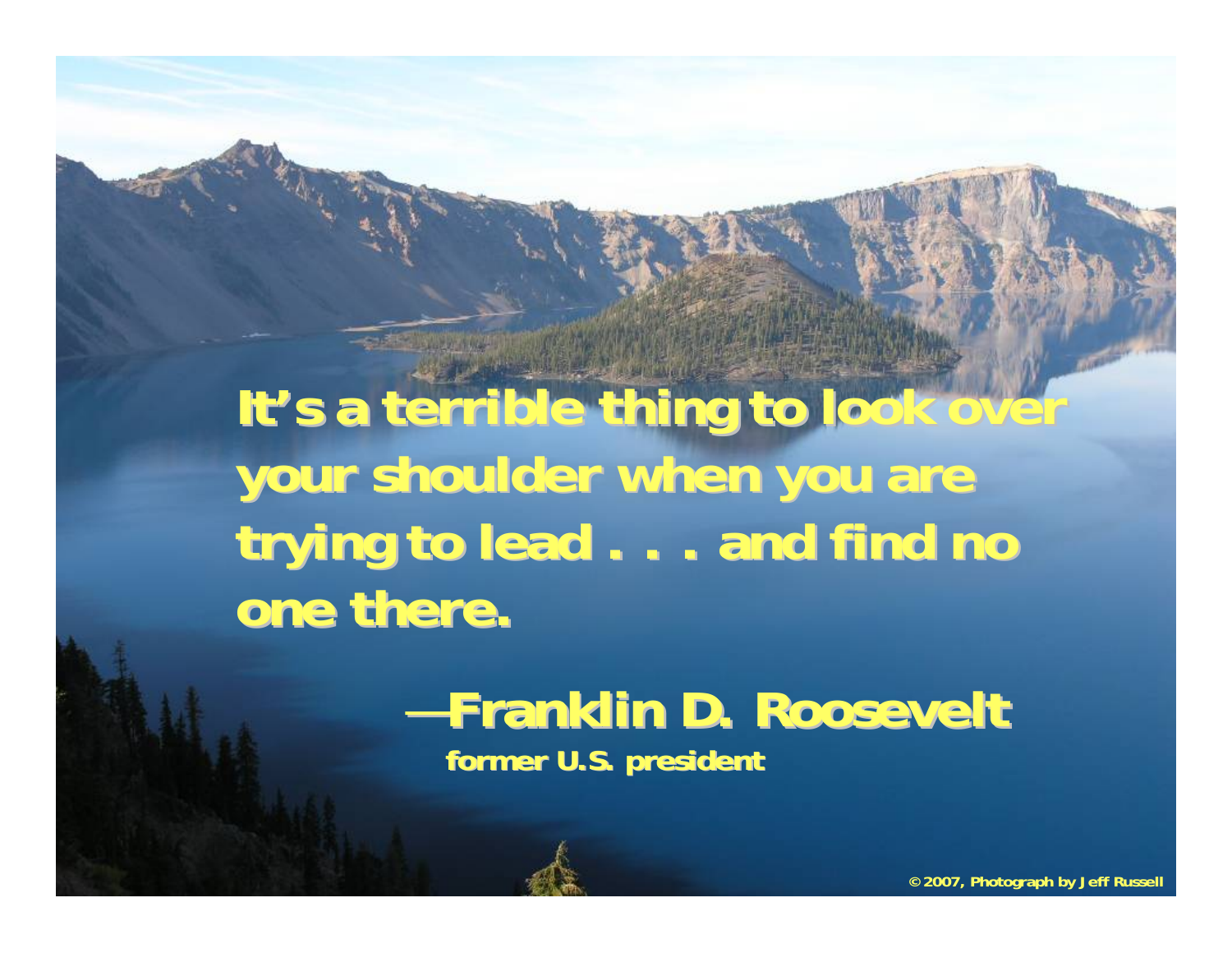It's a terrible thing to look over your shoulder when you are trying to lead . . . and find no one there.

—Franklin D. Roosevelt
former U.S. president

© 2007, Photograph by Jeff Russell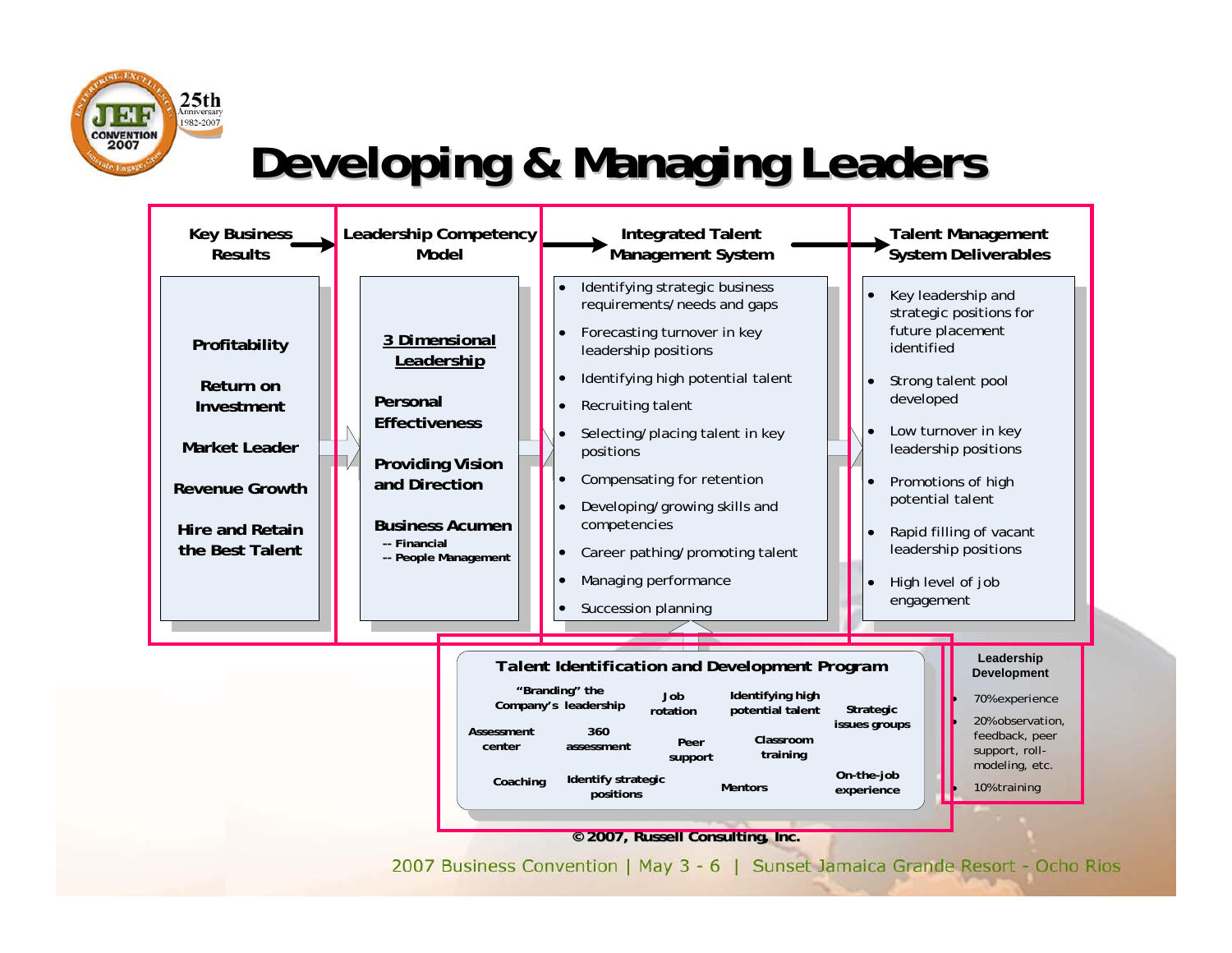# Developing & Managing Leaders

## Key Business Results

- Profitability
- Return on Investment
- Market Leader
- Revenue Growth
- Hire and Retain the Best Talent

## Leadership Competency Model

**3 Dimensional Leadership**

- Personal Effectiveness
- Providing Vision and Direction
- Business Acumen
  - -- Financial
  - -- People Management

## Integrated Talent Management System

- Identifying strategic business requirements/needs and gaps
- Forecasting turnover in key leadership positions
- Identifying high potential talent
- Recruiting talent
- Selecting/placing talent in key positions
- Compensating for retention
- Developing/growing skills and competencies
- Career pathing/promoting talent
- Managing performance
- Succession planning

## Talent Management System Deliverables

- Key leadership and strategic positions for future placement identified
- Strong talent pool developed
- Low turnover in key leadership positions
- Promotions of high potential talent
- Rapid filling of vacant leadership positions
- High level of job engagement

## Talent Identification and Development Program

- "Branding" the Company's leadership
- Job rotation
- Identifying high potential talent
- Strategic issues groups
- Assessment center
- 360 assessment
- Peer support
- Classroom training
- Coaching
- Identify strategic positions
- Mentors
- On-the-job experience

## Leadership Development

- 70%experience
- 20%observation, feedback, peer support, roll-modeling, etc.
- 10%training

© 2007, Russell Consulting, Inc.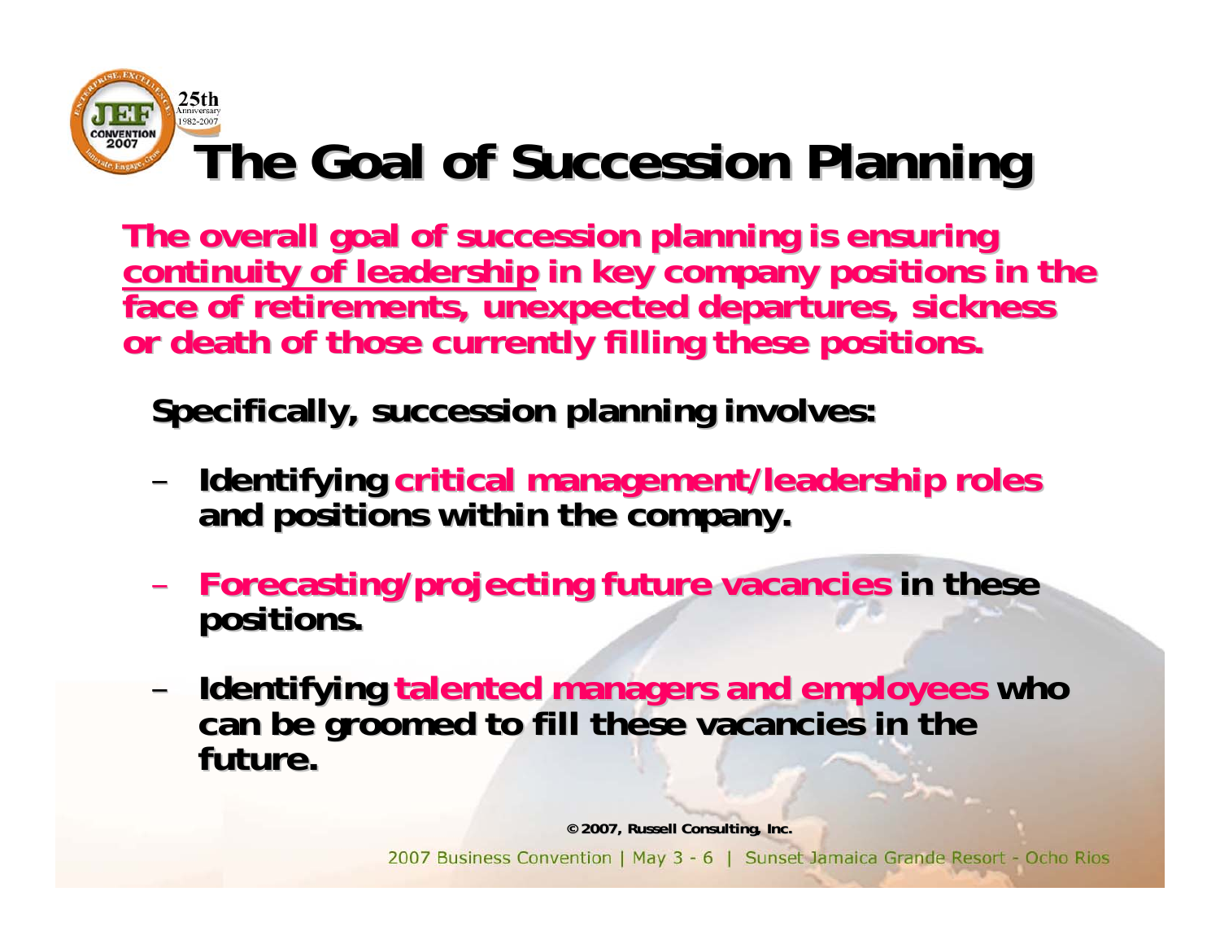# The Goal of Succession Planning

**The overall goal of succession planning is ensuring continuity of leadership in key company positions in the face of retirements, unexpected departures, sickness or death of those currently filling these positions.**

**Specifically, succession planning involves:**

- **Identifying critical management/leadership roles and positions within the company.**
- **Forecasting/projecting future vacancies in these positions.**
- **Identifying talented managers and employees who can be groomed to fill these vacancies in the future.**

© 2007, Russell Consulting, Inc.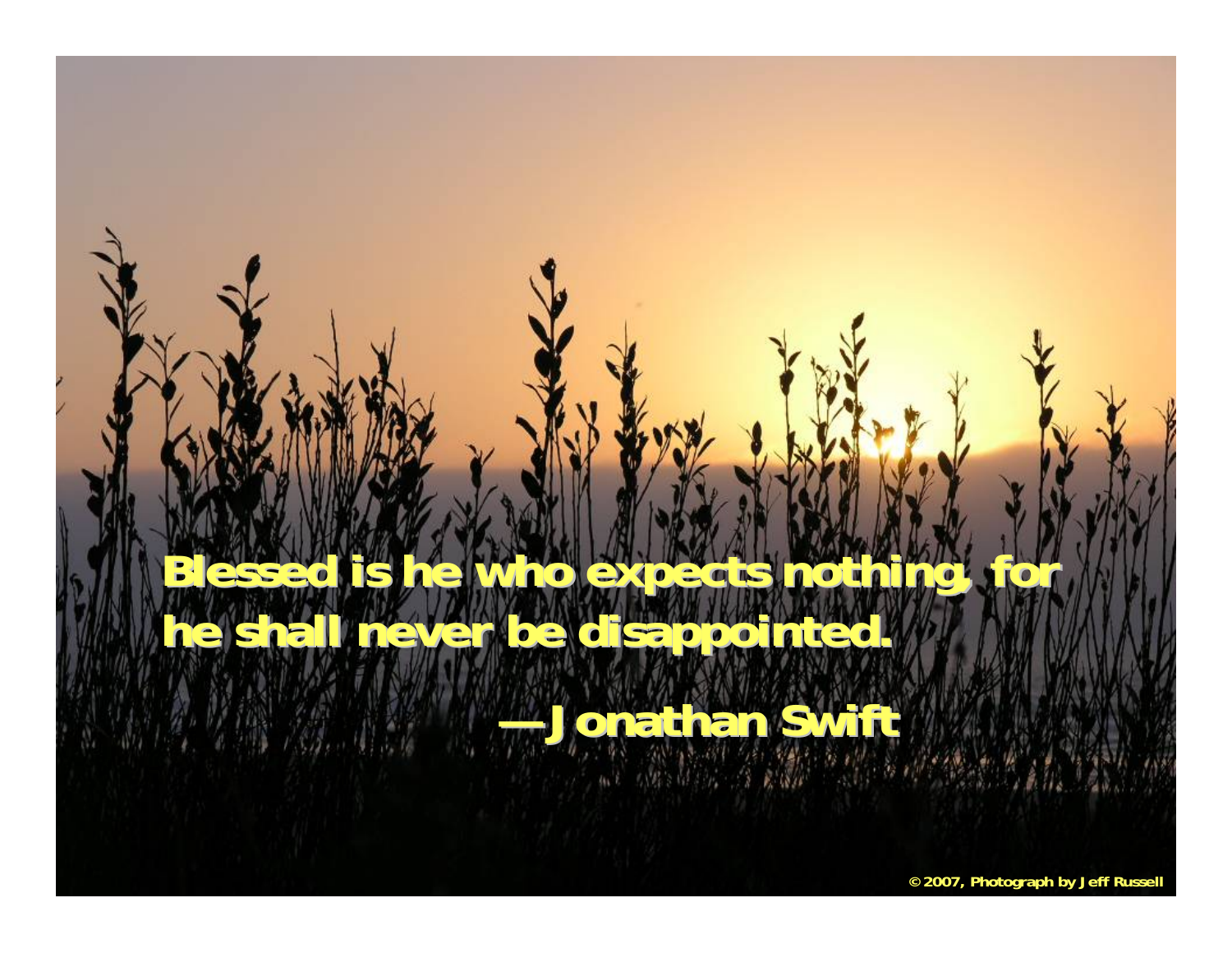Blessed is he who expects nothing, for he shall never be disappointed.

—Jonathan Swift

© 2007, Photograph by Jeff Russell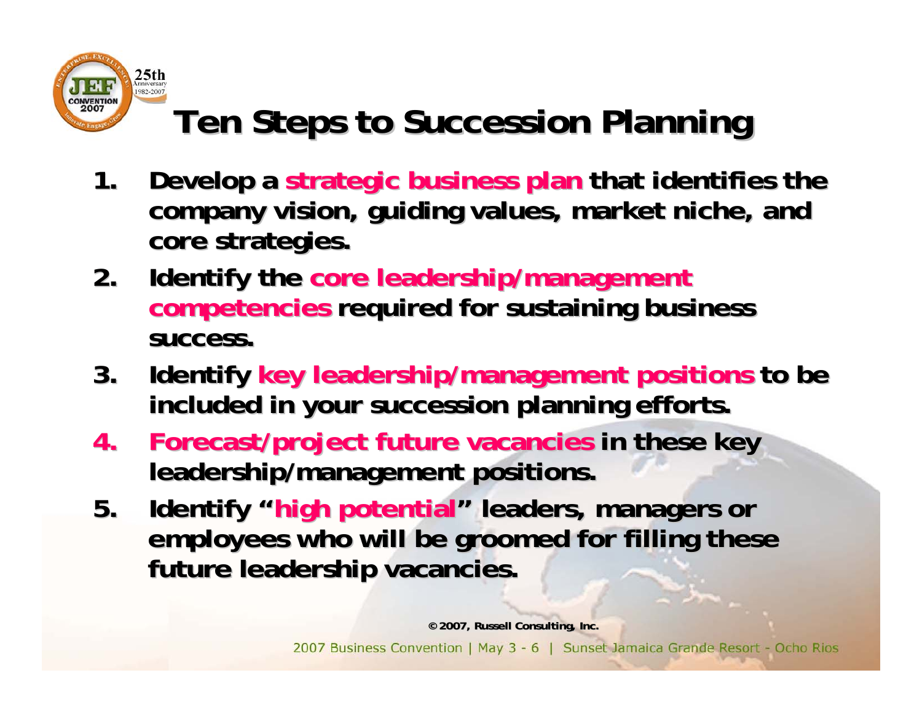# Ten Steps to Succession Planning

1. Develop a **strategic business plan** that identifies the company vision, guiding values, market niche, and core strategies.
2. Identify the **core leadership/management competencies** required for sustaining business success.
3. Identify **key leadership/management positions** to be included in your succession planning efforts.
4. **Forecast/project future vacancies** in these key leadership/management positions.
5. Identify "**high potential**" leaders, managers or employees who will be groomed for filling these future leadership vacancies.

© 2007, Russell Consulting, Inc.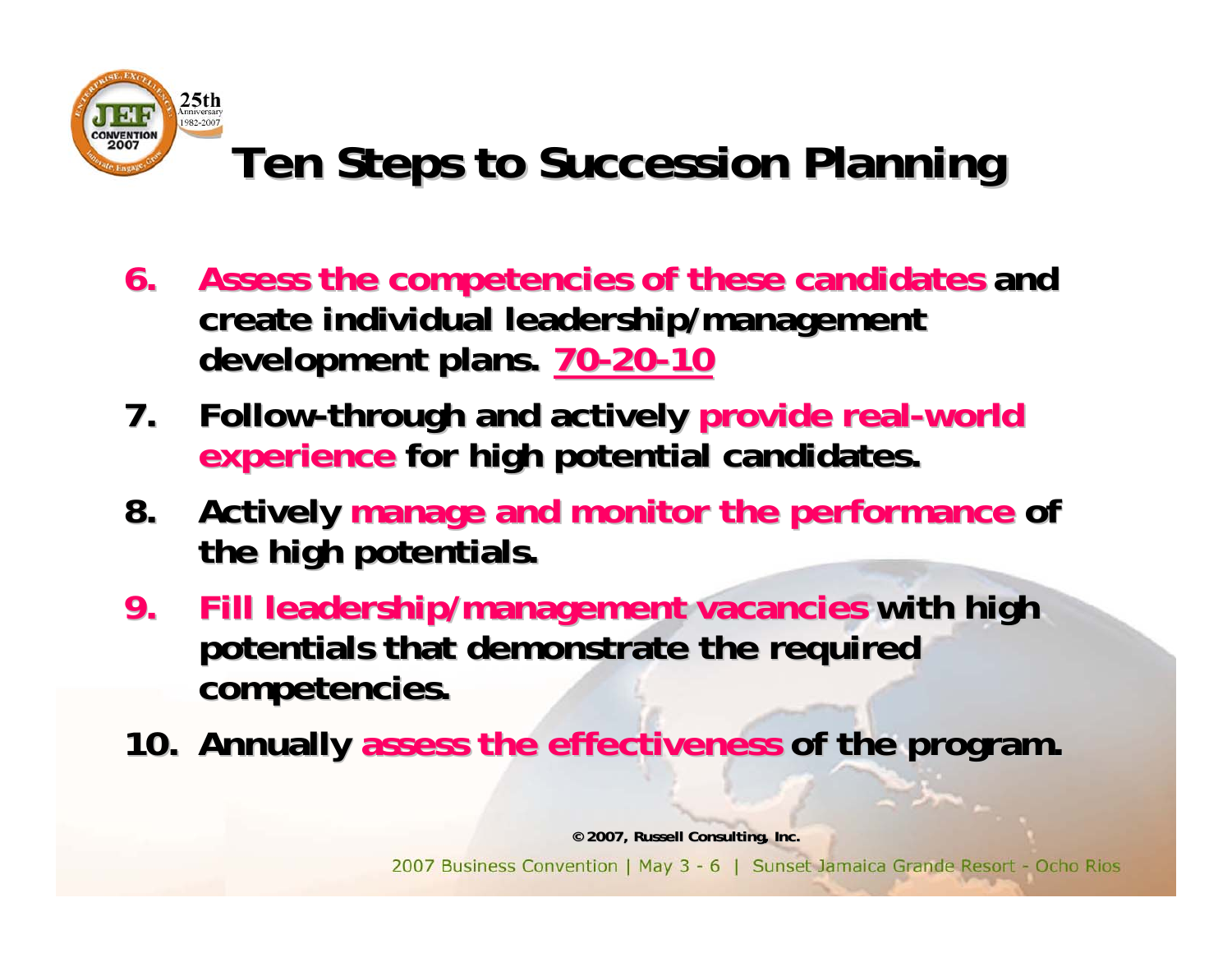# Ten Steps to Succession Planning

6. **Assess the competencies of these candidates and create individual leadership/management development plans. 70-20-10**
7. **Follow-through and actively provide real-world experience for high potential candidates.**
8. **Actively manage and monitor the performance of the high potentials.**
9. **Fill leadership/management vacancies with high potentials that demonstrate the required competencies.**
10. **Annually assess the effectiveness of the program.**

© 2007, Russell Consulting, Inc.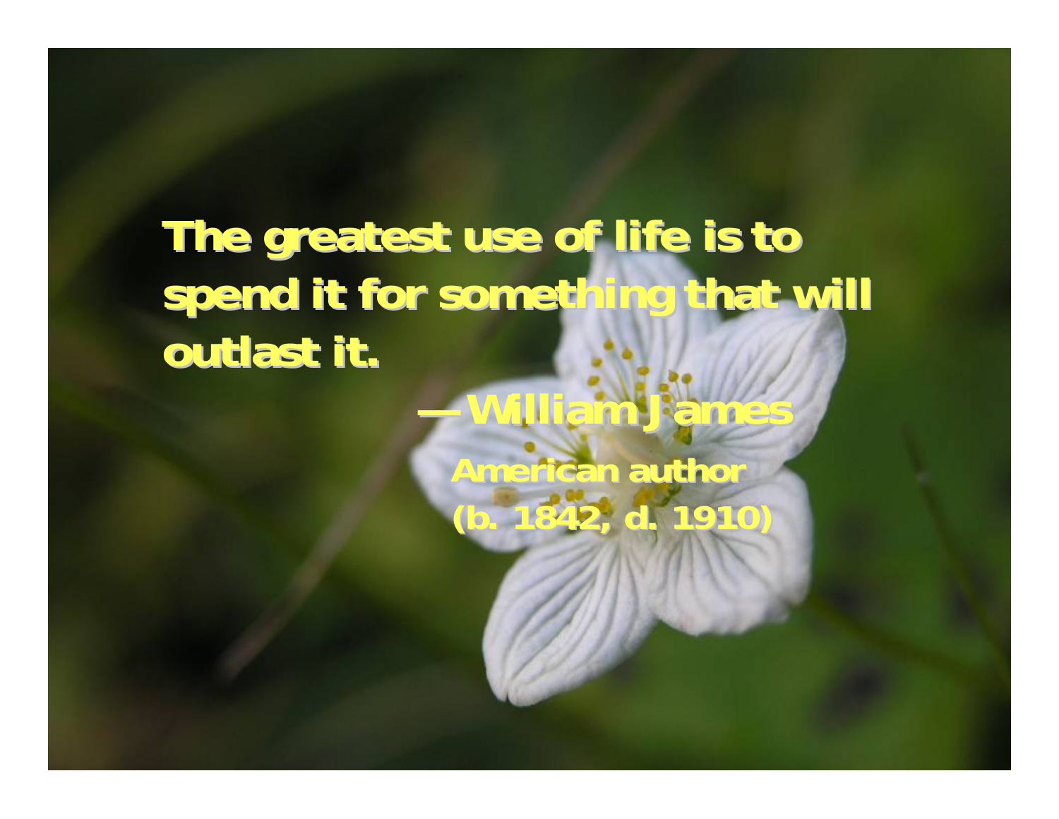**The greatest use of life is to spend it for something that will outlast it.**

**—William James**

**American author**

**(b. 1842, d. 1910)**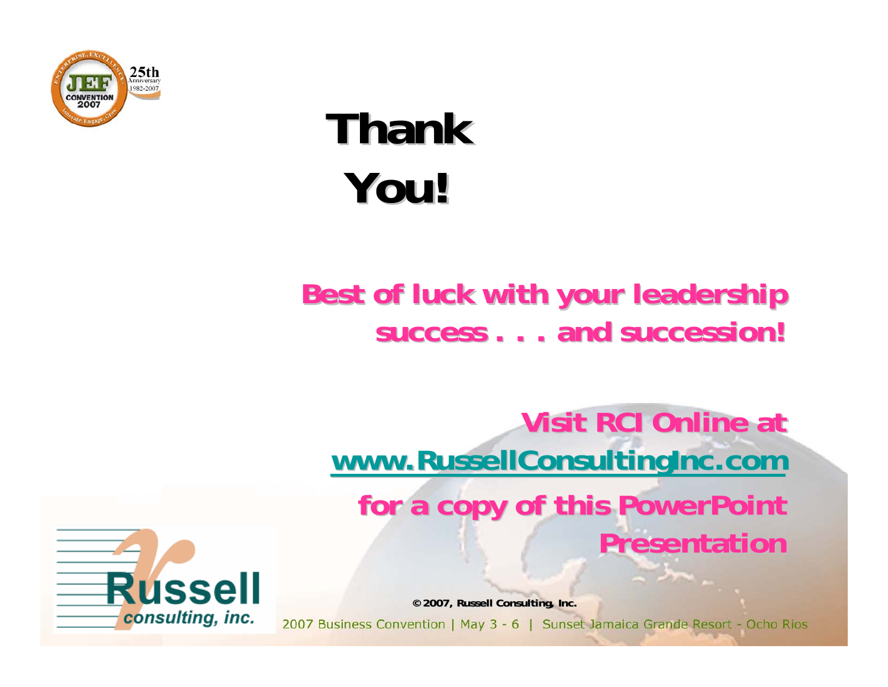# Thank You!

**Best of luck with your leadership success . . . and succession!**

**Visit RCI Online at [www.RussellConsultingInc.com](http://www.RussellConsultingInc.com) for a copy of this PowerPoint Presentation**

© 2007, Russell Consulting, Inc.